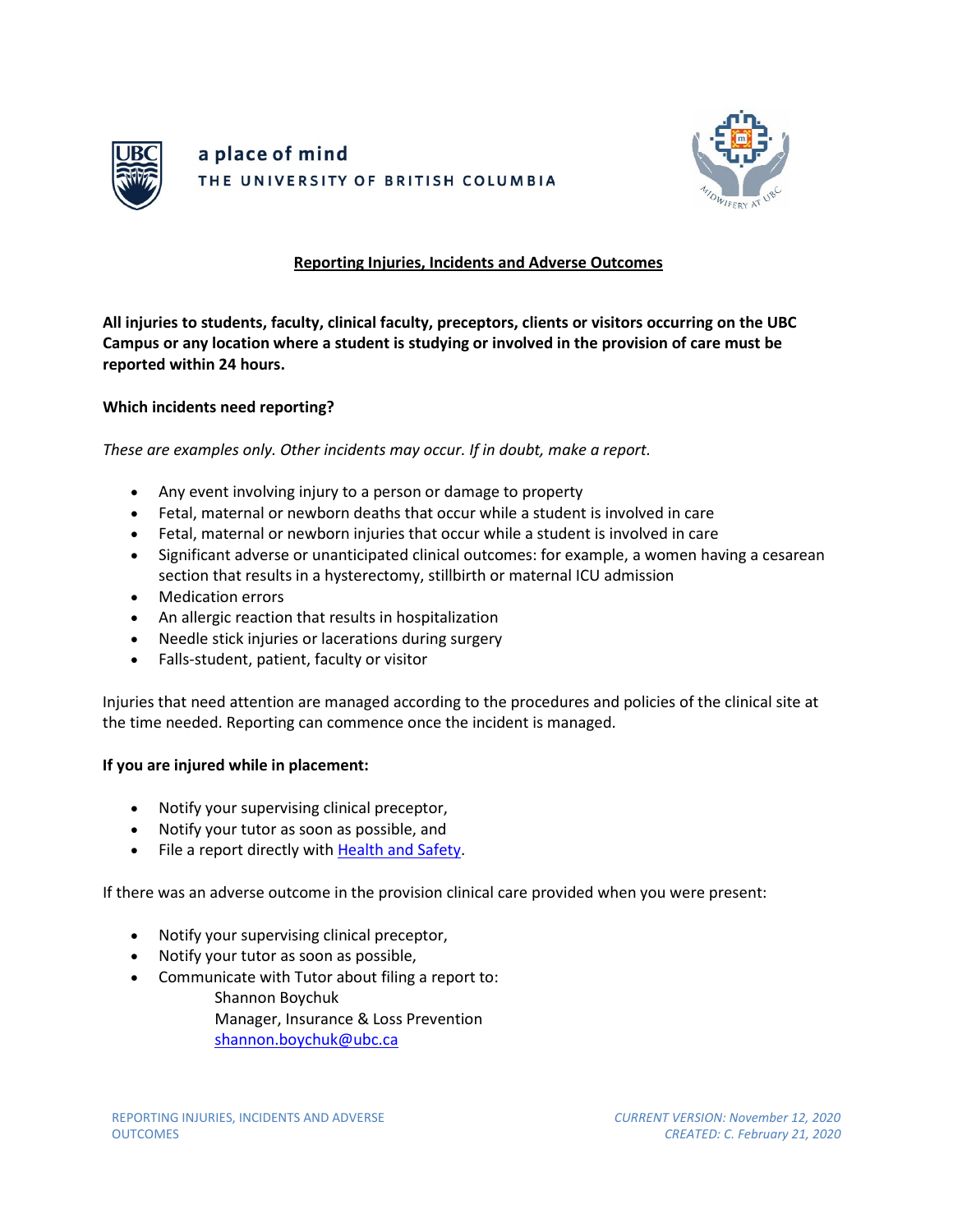a place of mind

THE UNIVERSITY OF BRITISH COLUMBIA

# Reporting Injuries, Incidents and Adverse Outcomes

**All injuries to students, faculty, clinical faculty, preceptors, clients or visitors occurring on the UBC Campus or any location where a student is studying or involved in the provision of care must be reported within 24 hours.**

**Which incidents need reporting?**

*These are examples only. Other incidents may occur. If in doubt, make a report.*

- Any event involving injury to a person or damage to property
- Fetal, maternal or newborn deaths that occur while a student is involved in care
- Fetal, maternal or newborn injuries that occur while a student is involved in care
- Significant adverse or unanticipated clinical outcomes: for example, a women having a cesarean section that results in a hysterectomy, stillbirth or maternal ICU admission
- Medication errors
- An allergic reaction that results in hospitalization
- Needle stick injuries or lacerations during surgery
- Falls-student, patient, faculty or visitor

Injuries that need attention are managed according to the procedures and policies of the clinical site at the time needed. Reporting can commence once the incident is managed.

**If you are injured while in placement:**

- Notify your supervising clinical preceptor,
- Notify your tutor as soon as possible, and
- File a report directly with Health and Safety.

If there was an adverse outcome in the provision clinical care provided when you were present:

- Notify your supervising clinical preceptor,
- Notify your tutor as soon as possible,
- Communicate with Tutor about filing a report to:
  Shannon Boychuk
  Manager, Insurance & Loss Prevention
  shannon.boychuk@ubc.ca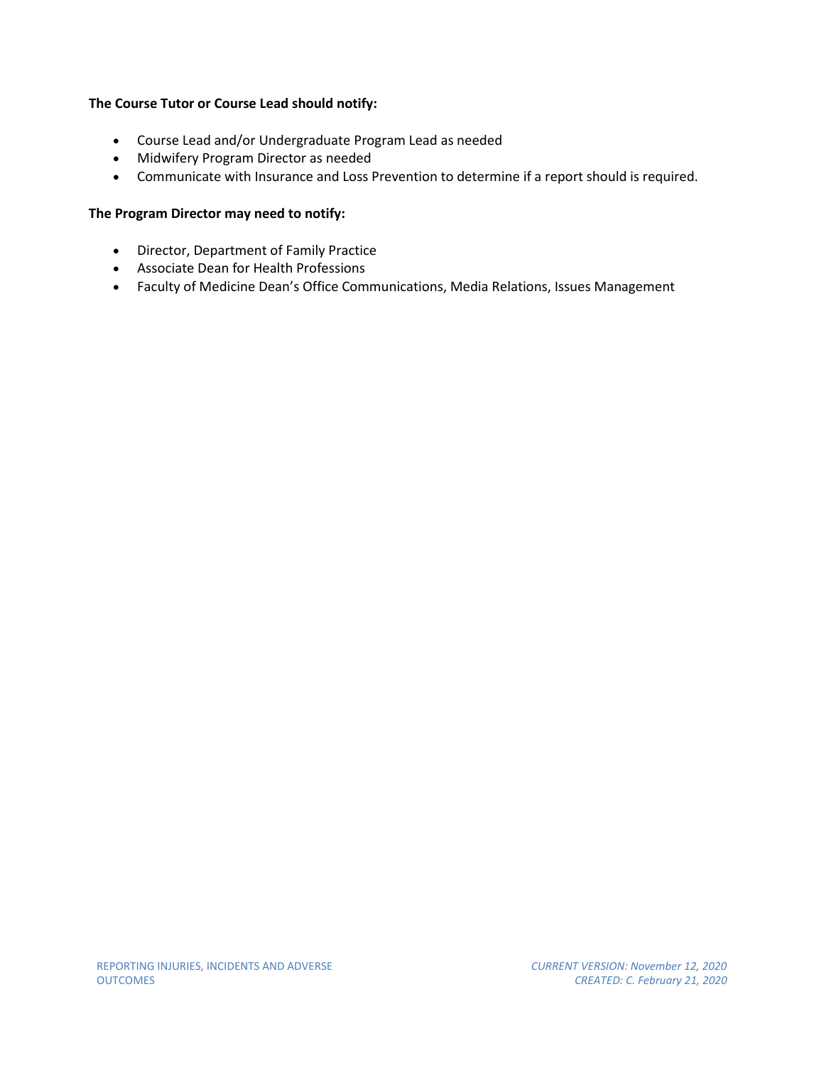**The Course Tutor or Course Lead should notify:**

- Course Lead and/or Undergraduate Program Lead as needed
- Midwifery Program Director as needed
- Communicate with Insurance and Loss Prevention to determine if a report should is required.

**The Program Director may need to notify:**

- Director, Department of Family Practice
- Associate Dean for Health Professions
- Faculty of Medicine Dean's Office Communications, Media Relations, Issues Management